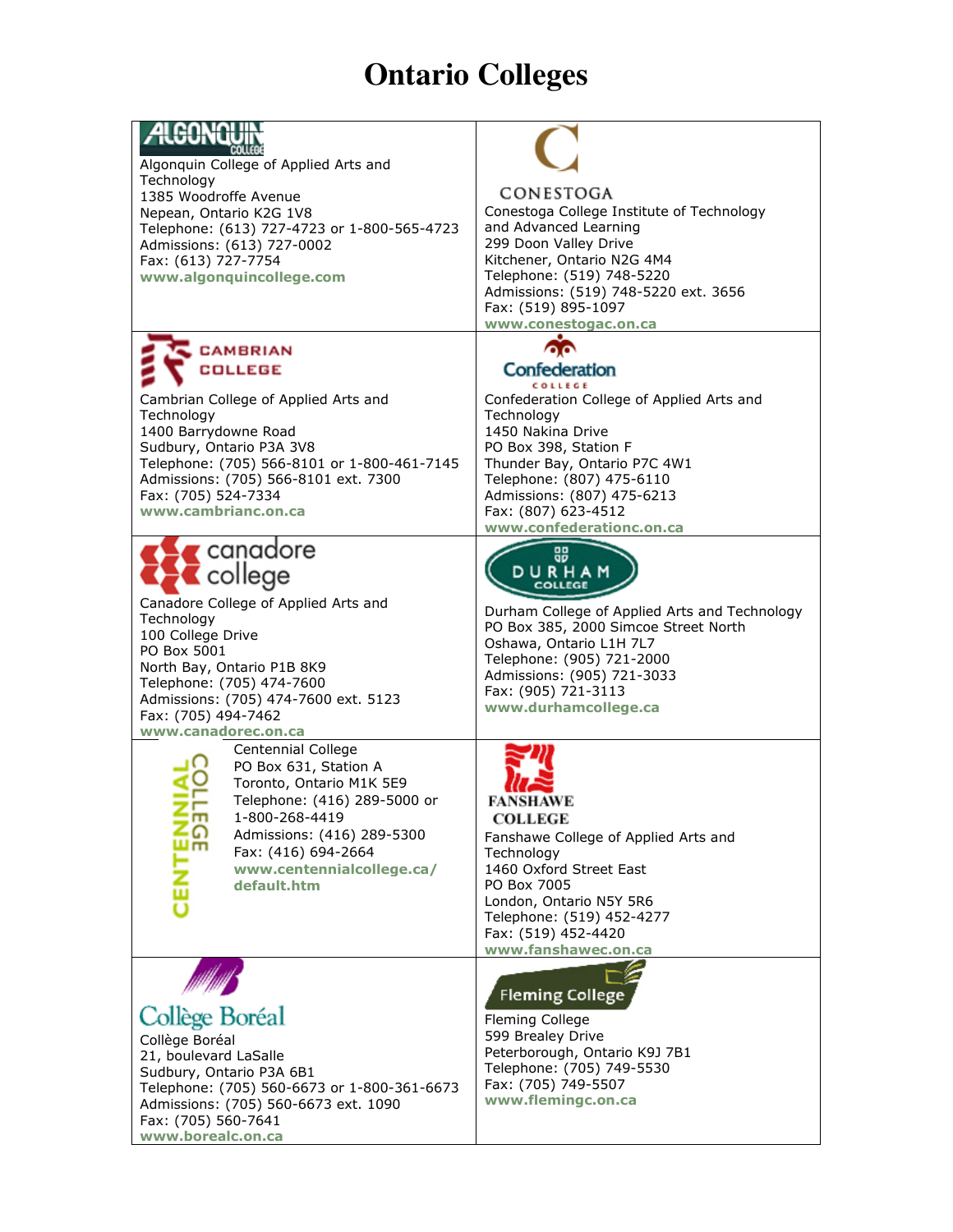# Ontario Colleges

| | |
|---|---|
| ALGONQUIN COLLEGE<br>Algonquin College of Applied Arts and Technology<br>1385 Woodroffe Avenue<br>Nepean, Ontario K2G 1V8<br>Telephone: (613) 727-4723 or 1-800-565-4723<br>Admissions: (613) 727-0002<br>Fax: (613) 727-7754<br>**www.algonquincollege.com** | CONESTOGA<br>Conestoga College Institute of Technology and Advanced Learning<br>299 Doon Valley Drive<br>Kitchener, Ontario N2G 4M4<br>Telephone: (519) 748-5220<br>Admissions: (519) 748-5220 ext. 3656<br>Fax: (519) 895-1097<br>**www.conestogac.on.ca** |
| CAMBRIAN COLLEGE<br>Cambrian College of Applied Arts and Technology<br>1400 Barrydowne Road<br>Sudbury, Ontario P3A 3V8<br>Telephone: (705) 566-8101 or 1-800-461-7145<br>Admissions: (705) 566-8101 ext. 7300<br>Fax: (705) 524-7334<br>**www.cambrianc.on.ca** | Confederation COLLEGE<br>Confederation College of Applied Arts and Technology<br>1450 Nakina Drive<br>PO Box 398, Station F<br>Thunder Bay, Ontario P7C 4W1<br>Telephone: (807) 475-6110<br>Admissions: (807) 475-6213<br>Fax: (807) 623-4512<br>**www.confederationc.on.ca** |
| canadore college<br>Canadore College of Applied Arts and Technology<br>100 College Drive<br>PO Box 5001<br>North Bay, Ontario P1B 8K9<br>Telephone: (705) 474-7600<br>Admissions: (705) 474-7600 ext. 5123<br>Fax: (705) 494-7462<br>**www.canadorec.on.ca** | DURHAM COLLEGE<br>Durham College of Applied Arts and Technology<br>PO Box 385, 2000 Simcoe Street North<br>Oshawa, Ontario L1H 7L7<br>Telephone: (905) 721-2000<br>Admissions: (905) 721-3033<br>Fax: (905) 721-3113<br>**www.durhamcollege.ca** |
| CENTENNIAL COLLEGE<br>Centennial College<br>PO Box 631, Station A<br>Toronto, Ontario M1K 5E9<br>Telephone: (416) 289-5000 or 1-800-268-4419<br>Admissions: (416) 289-5300<br>Fax: (416) 694-2664<br>**www.centennialcollege.ca/default.htm** | FANSHAWE COLLEGE<br>Fanshawe College of Applied Arts and Technology<br>1460 Oxford Street East<br>PO Box 7005<br>London, Ontario N5Y 5R6<br>Telephone: (519) 452-4277<br>Fax: (519) 452-4420<br>**www.fanshawec.on.ca** |
| Collège Boréal<br>Collège Boréal<br>21, boulevard LaSalle<br>Sudbury, Ontario P3A 6B1<br>Telephone: (705) 560-6673 or 1-800-361-6673<br>Admissions: (705) 560-6673 ext. 1090<br>Fax: (705) 560-7641<br>**www.borealc.on.ca** | Fleming College<br>Fleming College<br>599 Brealey Drive<br>Peterborough, Ontario K9J 7B1<br>Telephone: (705) 749-5530<br>Fax: (705) 749-5507<br>**www.flemingc.on.ca** |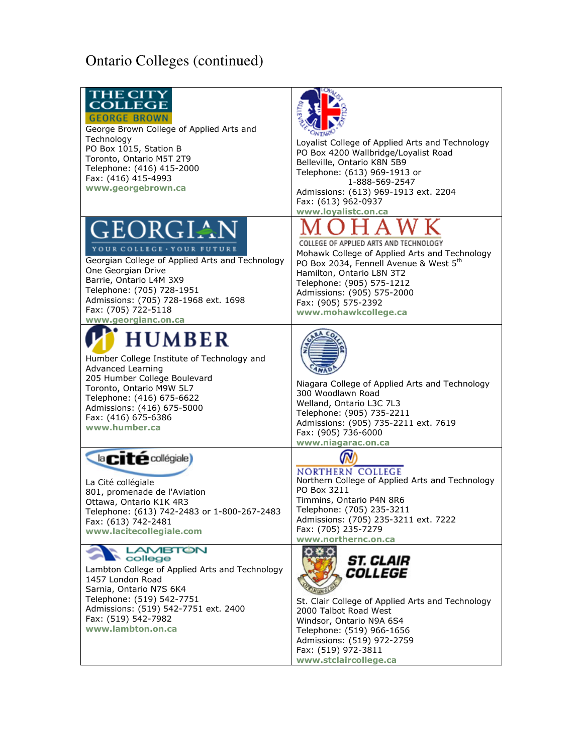# Ontario Colleges (continued)

| | |
|---|---|
| THE CITY COLLEGE GEORGE BROWN<br>George Brown College of Applied Arts and Technology<br>PO Box 1015, Station B<br>Toronto, Ontario M5T 2T9<br>Telephone: (416) 415-2000<br>Fax: (416) 415-4993<br>**www.georgebrown.ca** | Loyalist College of Applied Arts and Technology<br>PO Box 4200 Wallbridge/Loyalist Road<br>Belleville, Ontario K8N 5B9<br>Telephone: (613) 969-1913 or 1-888-569-2547<br>Admissions: (613) 969-1913 ext. 2204<br>Fax: (613) 962-0937<br>**www.loyalistc.on.ca** |
| GEORGIAN YOUR COLLEGE · YOUR FUTURE<br>Georgian College of Applied Arts and Technology<br>One Georgian Drive<br>Barrie, Ontario L4M 3X9<br>Telephone: (705) 728-1951<br>Admissions: (705) 728-1968 ext. 1698<br>Fax: (705) 722-5118<br>**www.georgianc.on.ca** | MOHAWK COLLEGE OF APPLIED ARTS AND TECHNOLOGY<br>Mohawk College of Applied Arts and Technology<br>PO Box 2034, Fennell Avenue & West 5th<br>Hamilton, Ontario L8N 3T2<br>Telephone: (905) 575-1212<br>Admissions: (905) 575-2000<br>Fax: (905) 575-2392<br>**www.mohawkcollege.ca** |
| HUMBER<br>Humber College Institute of Technology and Advanced Learning<br>205 Humber College Boulevard<br>Toronto, Ontario M9W 5L7<br>Telephone: (416) 675-6622<br>Admissions: (416) 675-5000<br>Fax: (416) 675-6386<br>**www.humber.ca** | Niagara College of Applied Arts and Technology<br>300 Woodlawn Road<br>Welland, Ontario L3C 7L3<br>Telephone: (905) 735-2211<br>Admissions: (905) 735-2211 ext. 7619<br>Fax: (905) 736-6000<br>**www.niagarac.on.ca** |
| la cité collégiale<br>La Cité collégiale<br>801, promenade de l'Aviation<br>Ottawa, Ontario K1K 4R3<br>Telephone: (613) 742-2483 or 1-800-267-2483<br>Fax: (613) 742-2481<br>**www.lacitecollegiale.com** | NORTHERN COLLEGE<br>Northern College of Applied Arts and Technology<br>PO Box 3211<br>Timmins, Ontario P4N 8R6<br>Telephone: (705) 235-3211<br>Admissions: (705) 235-3211 ext. 7222<br>Fax: (705) 235-7279<br>**www.northernc.on.ca** |
| LAMBTON college<br>Lambton College of Applied Arts and Technology<br>1457 London Road<br>Sarnia, Ontario N7S 6K4<br>Telephone: (519) 542-7751<br>Admissions: (519) 542-7751 ext. 2400<br>Fax: (519) 542-7982<br>**www.lambton.on.ca** | ST. CLAIR COLLEGE<br>St. Clair College of Applied Arts and Technology<br>2000 Talbot Road West<br>Windsor, Ontario N9A 6S4<br>Telephone: (519) 966-1656<br>Admissions: (519) 972-2759<br>Fax: (519) 972-3811<br>**www.stclaircollege.ca** |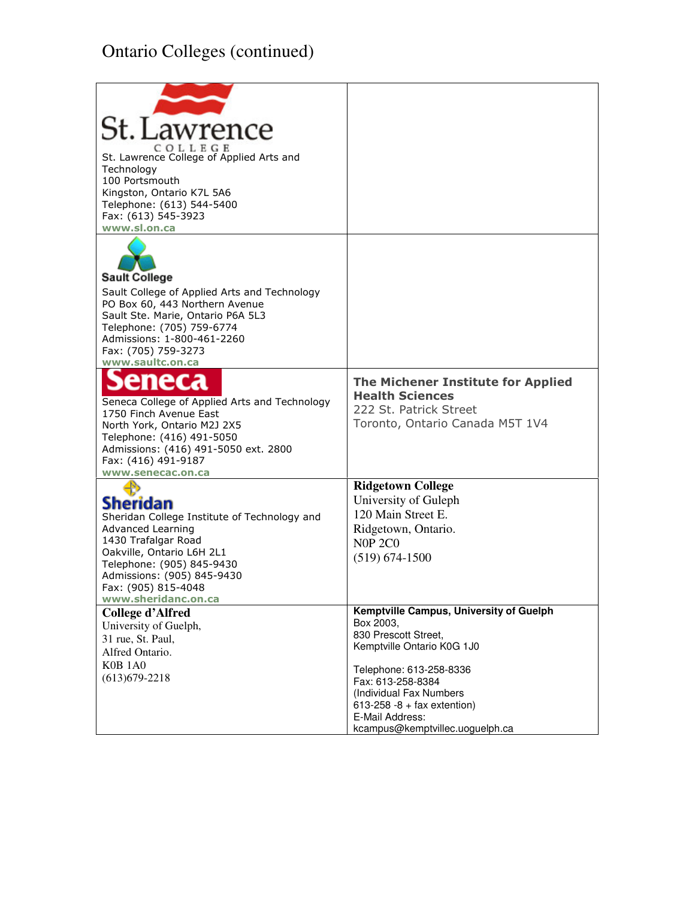# Ontario Colleges (continued)

| | |
|---|---|
| **St. Lawrence College**<br>St. Lawrence College of Applied Arts and Technology<br>100 Portsmouth<br>Kingston, Ontario K7L 5A6<br>Telephone: (613) 544-5400<br>Fax: (613) 545-3923<br>www.sl.on.ca | |
| **Sault College**<br>Sault College of Applied Arts and Technology<br>PO Box 60, 443 Northern Avenue<br>Sault Ste. Marie, Ontario P6A 5L3<br>Telephone: (705) 759-6774<br>Admissions: 1-800-461-2260<br>Fax: (705) 759-3273<br>www.saultc.on.ca | |
| **Seneca**<br>Seneca College of Applied Arts and Technology<br>1750 Finch Avenue East<br>North York, Ontario M2J 2X5<br>Telephone: (416) 491-5050<br>Admissions: (416) 491-5050 ext. 2800<br>Fax: (416) 491-9187<br>www.senecac.on.ca | **The Michener Institute for Applied Health Sciences**<br>222 St. Patrick Street<br>Toronto, Ontario Canada M5T 1V4 |
| **Sheridan**<br>Sheridan College Institute of Technology and Advanced Learning<br>1430 Trafalgar Road<br>Oakville, Ontario L6H 2L1<br>Telephone: (905) 845-9430<br>Admissions: (905) 845-9430<br>Fax: (905) 815-4048<br>www.sheridanc.on.ca | **Ridgetown College**<br>University of Guleph<br>120 Main Street E.<br>Ridgetown, Ontario.<br>N0P 2C0<br>(519) 674-1500 |
| **College d'Alfred**<br>University of Guelph,<br>31 rue, St. Paul,<br>Alfred Ontario.<br>K0B 1A0<br>(613)679-2218 | **Kemptville Campus, University of Guelph**<br>Box 2003,<br>830 Prescott Street,<br>Kemptville Ontario K0G 1J0<br><br>Telephone: 613-258-8336<br>Fax: 613-258-8384<br>(Individual Fax Numbers<br>613-258 -8 + fax extention)<br>E-Mail Address:<br>kcampus@kemptvillec.uoguelph.ca |